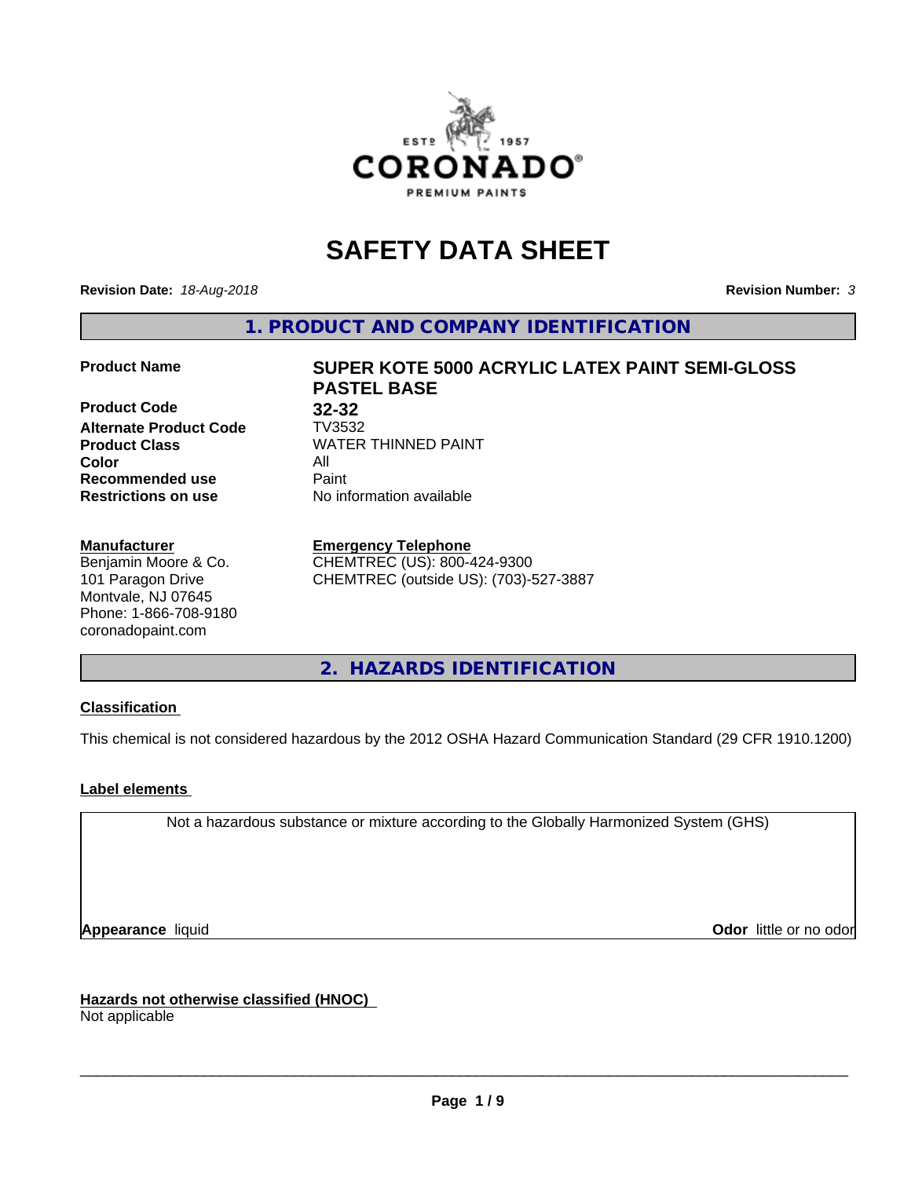# SAFETY DATA SHEET

**Revision Date:** *18-Aug-2018* **Revision Number:** *3*

## 1. PRODUCT AND COMPANY IDENTIFICATION

| | |
|---|---|
| **Product Name** | **SUPER KOTE 5000 ACRYLIC LATEX PAINT SEMI-GLOSS PASTEL BASE** |
| **Product Code** | **32-32** |
| **Alternate Product Code** | TV3532 |
| **Product Class** | WATER THINNED PAINT |
| **Color** | All |
| **Recommended use** | Paint |
| **Restrictions on use** | No information available |

**Manufacturer**
Benjamin Moore & Co.
101 Paragon Drive
Montvale, NJ 07645
Phone: 1-866-708-9180
coronadopaint.com

**Emergency Telephone**
CHEMTREC (US): 800-424-9300
CHEMTREC (outside US): (703)-527-3887

## 2. HAZARDS IDENTIFICATION

**Classification**

This chemical is not considered hazardous by the 2012 OSHA Hazard Communication Standard (29 CFR 1910.1200)

**Label elements**

Not a hazardous substance or mixture according to the Globally Harmonized System (GHS)

**Appearance** liquid **Odor** little or no odor

**Hazards not otherwise classified (HNOC)**
Not applicable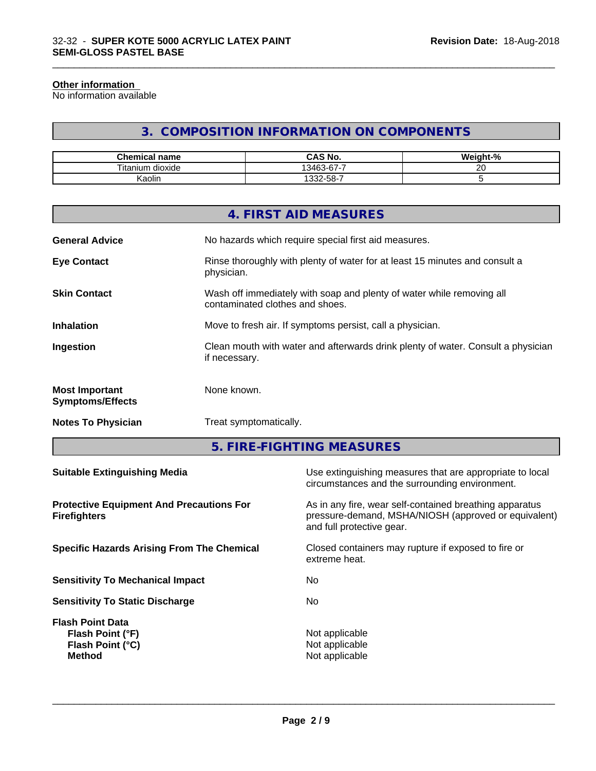**Other information**
No information available

## 3. COMPOSITION INFORMATION ON COMPONENTS

| Chemical name | CAS No. | Weight-% |
| --- | --- | --- |
| Titanium dioxide | 13463-67-7 | 20 |
| Kaolin | 1332-58-7 | 5 |

## 4. FIRST AID MEASURES

**General Advice** No hazards which require special first aid measures.

**Eye Contact** Rinse thoroughly with plenty of water for at least 15 minutes and consult a physician.

**Skin Contact** Wash off immediately with soap and plenty of water while removing all contaminated clothes and shoes.

**Inhalation** Move to fresh air. If symptoms persist, call a physician.

**Ingestion** Clean mouth with water and afterwards drink plenty of water. Consult a physician if necessary.

**Most Important Symptoms/Effects** None known.

**Notes To Physician** Treat symptomatically.

## 5. FIRE-FIGHTING MEASURES

**Suitable Extinguishing Media** Use extinguishing measures that are appropriate to local circumstances and the surrounding environment.

**Protective Equipment And Precautions For Firefighters** As in any fire, wear self-contained breathing apparatus pressure-demand, MSHA/NIOSH (approved or equivalent) and full protective gear.

**Specific Hazards Arising From The Chemical** Closed containers may rupture if exposed to fire or extreme heat.

**Sensitivity To Mechanical Impact** No

**Sensitivity To Static Discharge** No

**Flash Point Data**
**Flash Point (°F)** Not applicable
**Flash Point (°C)** Not applicable
**Method** Not applicable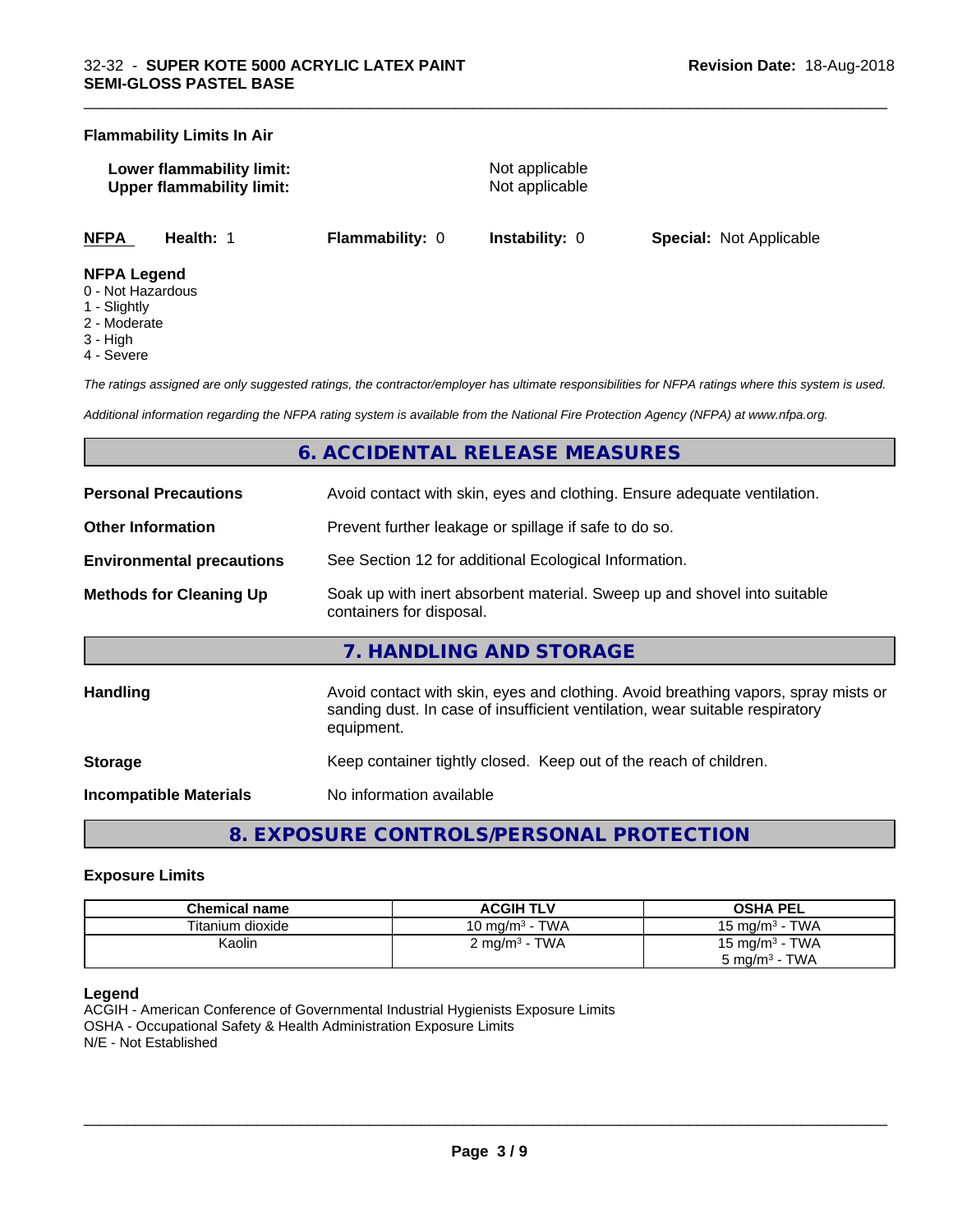**Flammability Limits In Air**

**Lower flammability limit:** Not applicable
**Upper flammability limit:** Not applicable

| NFPA | Health: 1 | Flammability: 0 | Instability: 0 | Special: Not Applicable |
|---|---|---|---|---|

**NFPA Legend**
0 - Not Hazardous
1 - Slightly
2 - Moderate
3 - High
4 - Severe

*The ratings assigned are only suggested ratings, the contractor/employer has ultimate responsibilities for NFPA ratings where this system is used.*

*Additional information regarding the NFPA rating system is available from the National Fire Protection Agency (NFPA) at www.nfpa.org.*

## 6. ACCIDENTAL RELEASE MEASURES

**Personal Precautions** Avoid contact with skin, eyes and clothing. Ensure adequate ventilation.

**Other Information** Prevent further leakage or spillage if safe to do so.

**Environmental precautions** See Section 12 for additional Ecological Information.

**Methods for Cleaning Up** Soak up with inert absorbent material. Sweep up and shovel into suitable containers for disposal.

## 7. HANDLING AND STORAGE

**Handling** Avoid contact with skin, eyes and clothing. Avoid breathing vapors, spray mists or sanding dust. In case of insufficient ventilation, wear suitable respiratory equipment.

**Storage** Keep container tightly closed. Keep out of the reach of children.

**Incompatible Materials** No information available

## 8. EXPOSURE CONTROLS/PERSONAL PROTECTION

### Exposure Limits

| Chemical name | ACGIH TLV | OSHA PEL |
|---|---|---|
| Titanium dioxide | 10 mg/m$^3$ - TWA | 15 mg/m$^3$ - TWA |
| Kaolin | 2 mg/m$^3$ - TWA | 15 mg/m$^3$ - TWA<br>5 mg/m$^3$ - TWA |

**Legend**
ACGIH - American Conference of Governmental Industrial Hygienists Exposure Limits
OSHA - Occupational Safety & Health Administration Exposure Limits
N/E - Not Established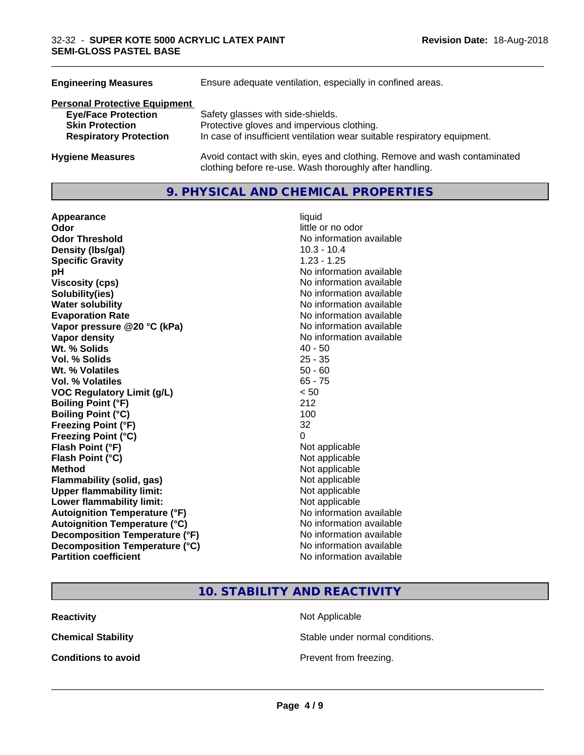| | |
|---|---|
| **Engineering Measures** | Ensure adequate ventilation, especially in confined areas. |

**Personal Protective Equipment**

| | |
|---|---|
| **Eye/Face Protection** | Safety glasses with side-shields. |
| **Skin Protection** | Protective gloves and impervious clothing. |
| **Respiratory Protection** | In case of insufficient ventilation wear suitable respiratory equipment. |

| | |
|---|---|
| **Hygiene Measures** | Avoid contact with skin, eyes and clothing. Remove and wash contaminated clothing before re-use. Wash thoroughly after handling. |

## 9. PHYSICAL AND CHEMICAL PROPERTIES

| | |
|---|---|
| **Appearance** | liquid |
| **Odor** | little or no odor |
| **Odor Threshold** | No information available |
| **Density (lbs/gal)** | 10.3 - 10.4 |
| **Specific Gravity** | 1.23 - 1.25 |
| **pH** | No information available |
| **Viscosity (cps)** | No information available |
| **Solubility(ies)** | No information available |
| **Water solubility** | No information available |
| **Evaporation Rate** | No information available |
| **Vapor pressure @20 °C (kPa)** | No information available |
| **Vapor density** | No information available |
| **Wt. % Solids** | 40 - 50 |
| **Vol. % Solids** | 25 - 35 |
| **Wt. % Volatiles** | 50 - 60 |
| **Vol. % Volatiles** | 65 - 75 |
| **VOC Regulatory Limit (g/L)** | < 50 |
| **Boiling Point (°F)** | 212 |
| **Boiling Point (°C)** | 100 |
| **Freezing Point (°F)** | 32 |
| **Freezing Point (°C)** | 0 |
| **Flash Point (°F)** | Not applicable |
| **Flash Point (°C)** | Not applicable |
| **Method** | Not applicable |
| **Flammability (solid, gas)** | Not applicable |
| **Upper flammability limit:** | Not applicable |
| **Lower flammability limit:** | Not applicable |
| **Autoignition Temperature (°F)** | No information available |
| **Autoignition Temperature (°C)** | No information available |
| **Decomposition Temperature (°F)** | No information available |
| **Decomposition Temperature (°C)** | No information available |
| **Partition coefficient** | No information available |

## 10. STABILITY AND REACTIVITY

| | |
|---|---|
| **Reactivity** | Not Applicable |
| **Chemical Stability** | Stable under normal conditions. |
| **Conditions to avoid** | Prevent from freezing. |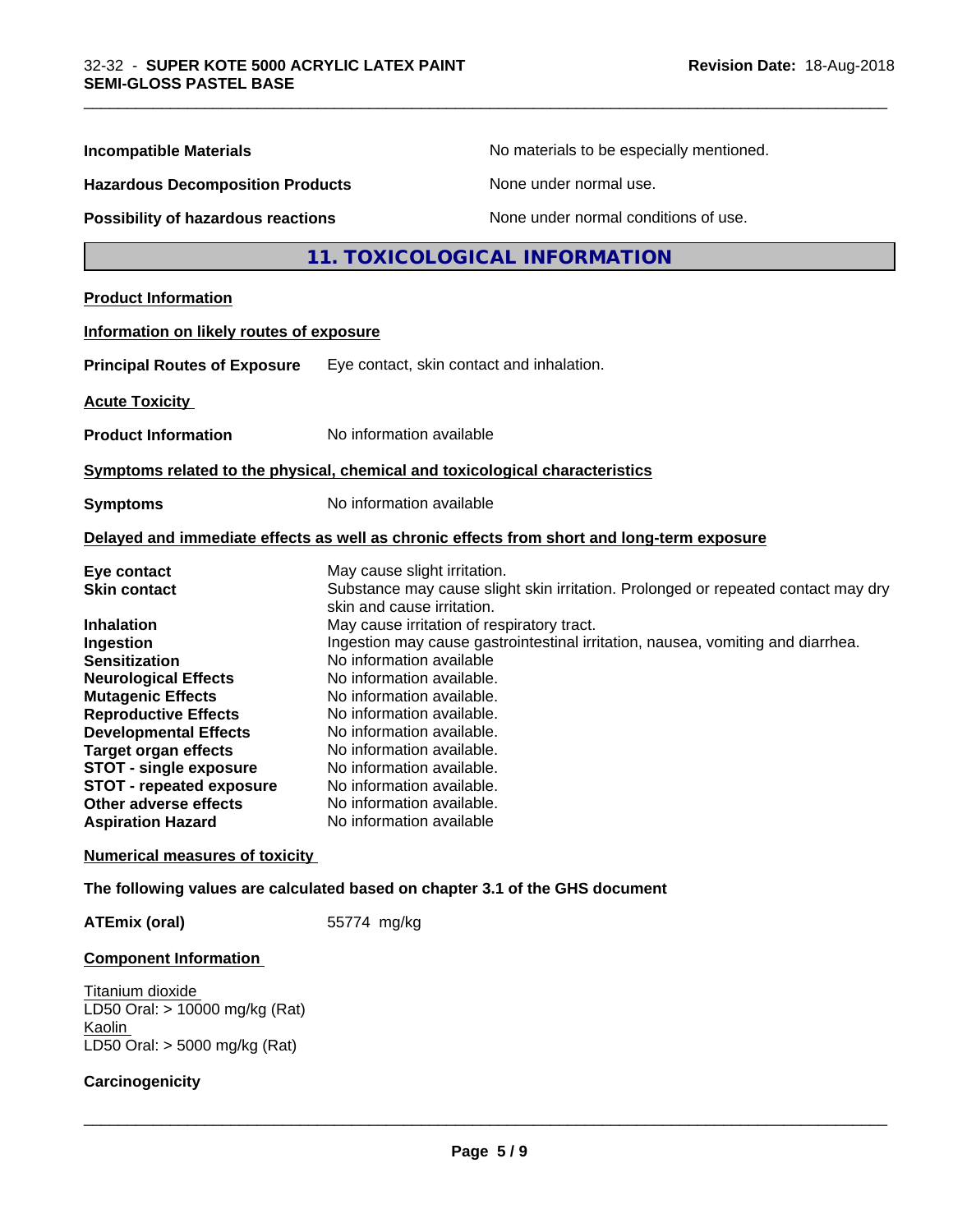**Incompatible Materials** No materials to be especially mentioned.

**Hazardous Decomposition Products** None under normal use.

**Possibility of hazardous reactions** None under normal conditions of use.

## 11. TOXICOLOGICAL INFORMATION

**Product Information**

**Information on likely routes of exposure**

**Principal Routes of Exposure** Eye contact, skin contact and inhalation.

**Acute Toxicity**

**Product Information** No information available

**Symptoms related to the physical, chemical and toxicological characteristics**

**Symptoms** No information available

**Delayed and immediate effects as well as chronic effects from short and long-term exposure**

| | |
|---|---|
| **Eye contact** | May cause slight irritation. |
| **Skin contact** | Substance may cause slight skin irritation. Prolonged or repeated contact may dry skin and cause irritation. |
| **Inhalation** | May cause irritation of respiratory tract. |
| **Ingestion** | Ingestion may cause gastrointestinal irritation, nausea, vomiting and diarrhea. |
| **Sensitization** | No information available |
| **Neurological Effects** | No information available. |
| **Mutagenic Effects** | No information available. |
| **Reproductive Effects** | No information available. |
| **Developmental Effects** | No information available. |
| **Target organ effects** | No information available. |
| **STOT - single exposure** | No information available. |
| **STOT - repeated exposure** | No information available. |
| **Other adverse effects** | No information available. |
| **Aspiration Hazard** | No information available |

**Numerical measures of toxicity**

**The following values are calculated based on chapter 3.1 of the GHS document**

**ATEmix (oral)** 55774 mg/kg

**Component Information**

Titanium dioxide
LD50 Oral: > 10000 mg/kg (Rat)
Kaolin
LD50 Oral: > 5000 mg/kg (Rat)

**Carcinogenicity**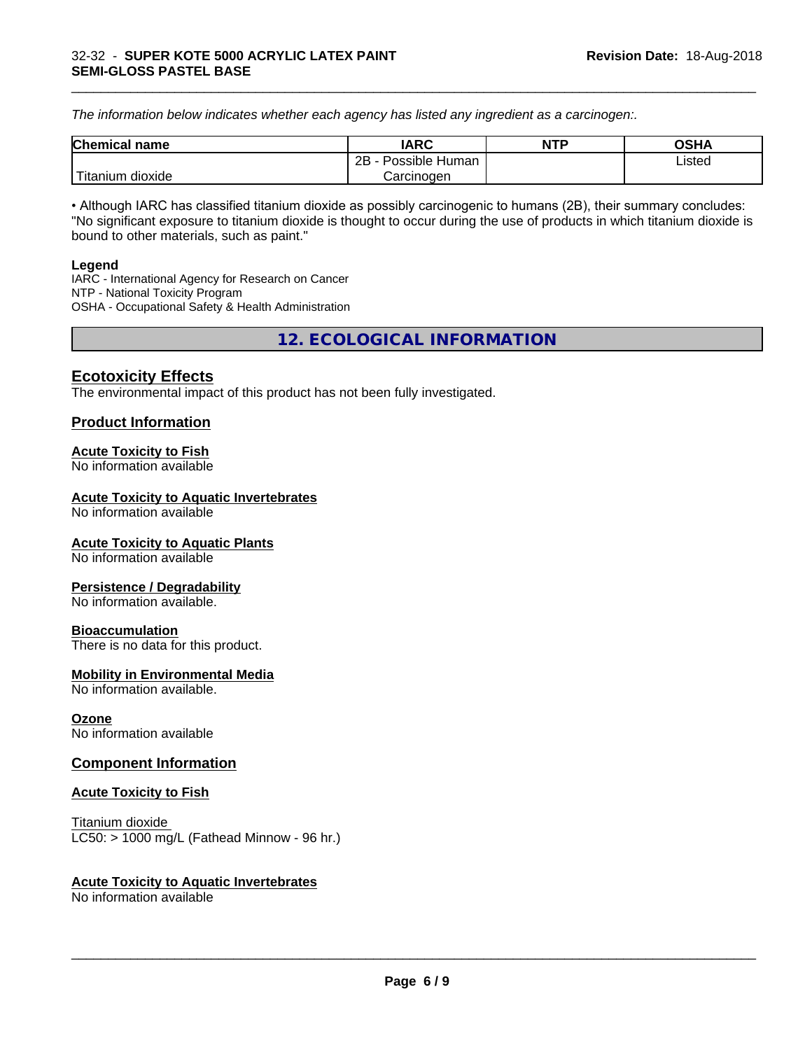*The information below indicates whether each agency has listed any ingredient as a carcinogen:.*

| Chemical name | IARC | NTP | OSHA |
|---|---|---|---|
| Titanium dioxide | 2B - Possible Human Carcinogen | | Listed |

• Although IARC has classified titanium dioxide as possibly carcinogenic to humans (2B), their summary concludes: "No significant exposure to titanium dioxide is thought to occur during the use of products in which titanium dioxide is bound to other materials, such as paint."

**Legend**
IARC - International Agency for Research on Cancer
NTP - National Toxicity Program
OSHA - Occupational Safety & Health Administration

## 12. ECOLOGICAL INFORMATION

### Ecotoxicity Effects

The environmental impact of this product has not been fully investigated.

### Product Information

**Acute Toxicity to Fish**
No information available

**Acute Toxicity to Aquatic Invertebrates**
No information available

**Acute Toxicity to Aquatic Plants**
No information available

**Persistence / Degradability**
No information available.

**Bioaccumulation**
There is no data for this product.

**Mobility in Environmental Media**
No information available.

**Ozone**
No information available

### Component Information

**Acute Toxicity to Fish**

Titanium dioxide
LC50: > 1000 mg/L (Fathead Minnow - 96 hr.)

**Acute Toxicity to Aquatic Invertebrates**
No information available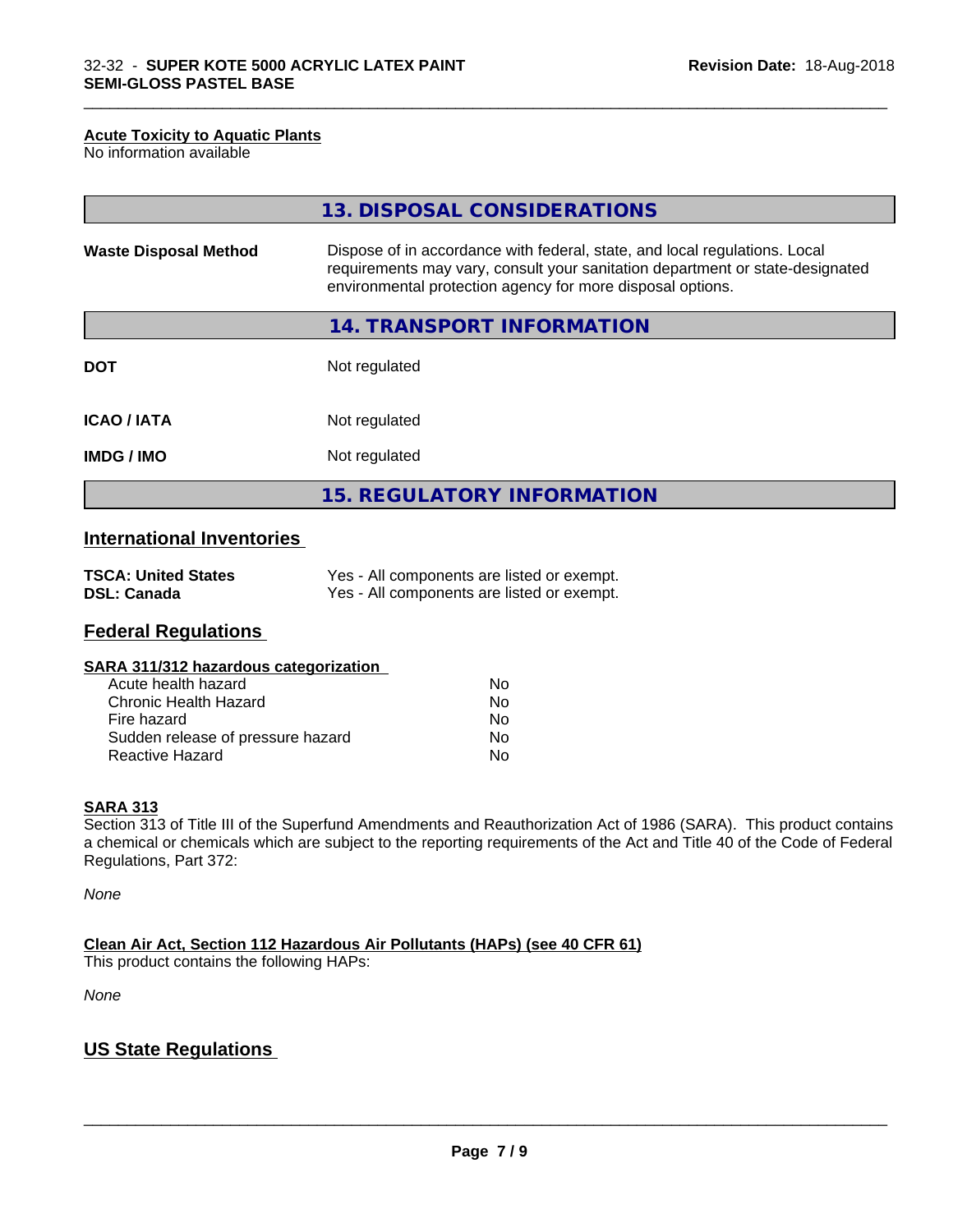### Acute Toxicity to Aquatic Plants

No information available

## 13. DISPOSAL CONSIDERATIONS

| | |
|---|---|
| **Waste Disposal Method** | Dispose of in accordance with federal, state, and local regulations. Local requirements may vary, consult your sanitation department or state-designated environmental protection agency for more disposal options. |

## 14. TRANSPORT INFORMATION

| | |
|---|---|
| **DOT** | Not regulated |
| **ICAO / IATA** | Not regulated |
| **IMDG / IMO** | Not regulated |

## 15. REGULATORY INFORMATION

### International Inventories

| | |
|---|---|
| **TSCA: United States** | Yes - All components are listed or exempt. |
| **DSL: Canada** | Yes - All components are listed or exempt. |

### Federal Regulations

**SARA 311/312 hazardous categorization**

| | |
|---|---|
| Acute health hazard | No |
| Chronic Health Hazard | No |
| Fire hazard | No |
| Sudden release of pressure hazard | No |
| Reactive Hazard | No |

**SARA 313**

Section 313 of Title III of the Superfund Amendments and Reauthorization Act of 1986 (SARA). This product contains a chemical or chemicals which are subject to the reporting requirements of the Act and Title 40 of the Code of Federal Regulations, Part 372:

*None*

**Clean Air Act, Section 112 Hazardous Air Pollutants (HAPs) (see 40 CFR 61)**

This product contains the following HAPs:

*None*

### US State Regulations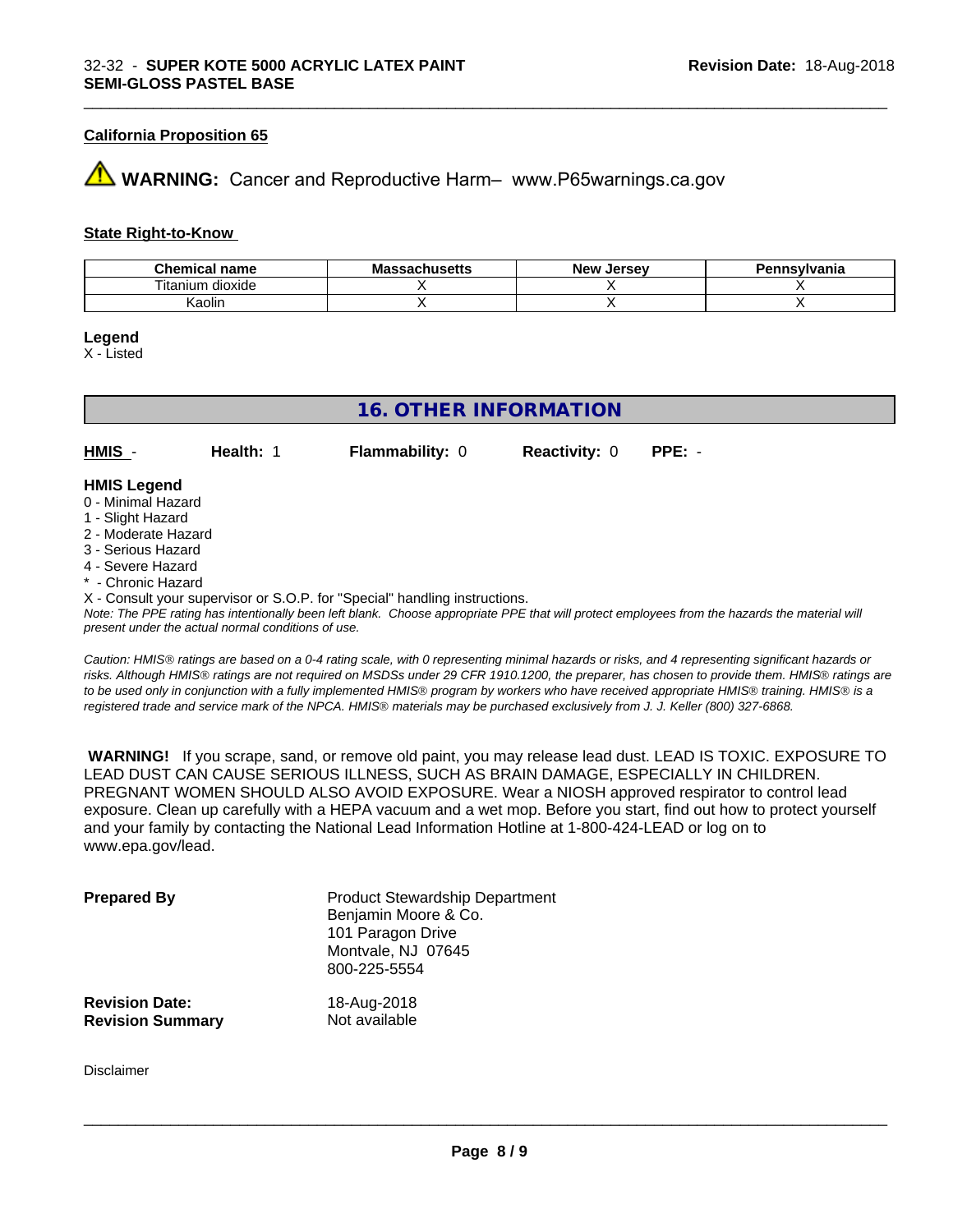### California Proposition 65

⚠ **WARNING:** Cancer and Reproductive Harm– www.P65warnings.ca.gov

### State Right-to-Know

| Chemical name | Massachusetts | New Jersey | Pennsylvania |
|---|---|---|---|
| Titanium dioxide | X | X | X |
| Kaolin | X | X | X |

**Legend**

X - Listed

## 16. OTHER INFORMATION

**HMIS** - **Health:** 1 **Flammability:** 0 **Reactivity:** 0 **PPE:** -

**HMIS Legend**

0 - Minimal Hazard
1 - Slight Hazard
2 - Moderate Hazard
3 - Serious Hazard
4 - Severe Hazard
* - Chronic Hazard
X - Consult your supervisor or S.O.P. for "Special" handling instructions.

*Note: The PPE rating has intentionally been left blank. Choose appropriate PPE that will protect employees from the hazards the material will present under the actual normal conditions of use.*

*Caution: HMIS® ratings are based on a 0-4 rating scale, with 0 representing minimal hazards or risks, and 4 representing significant hazards or risks. Although HMIS® ratings are not required on MSDSs under 29 CFR 1910.1200, the preparer, has chosen to provide them. HMIS® ratings are to be used only in conjunction with a fully implemented HMIS® program by workers who have received appropriate HMIS® training. HMIS® is a registered trade and service mark of the NPCA. HMIS® materials may be purchased exclusively from J. J. Keller (800) 327-6868.*

**WARNING!** If you scrape, sand, or remove old paint, you may release lead dust. LEAD IS TOXIC. EXPOSURE TO LEAD DUST CAN CAUSE SERIOUS ILLNESS, SUCH AS BRAIN DAMAGE, ESPECIALLY IN CHILDREN. PREGNANT WOMEN SHOULD ALSO AVOID EXPOSURE. Wear a NIOSH approved respirator to control lead exposure. Clean up carefully with a HEPA vacuum and a wet mop. Before you start, find out how to protect yourself and your family by contacting the National Lead Information Hotline at 1-800-424-LEAD or log on to www.epa.gov/lead.

**Prepared By**
Product Stewardship Department
Benjamin Moore & Co.
101 Paragon Drive
Montvale, NJ 07645
800-225-5554

**Revision Date:** 18-Aug-2018
**Revision Summary** Not available

Disclaimer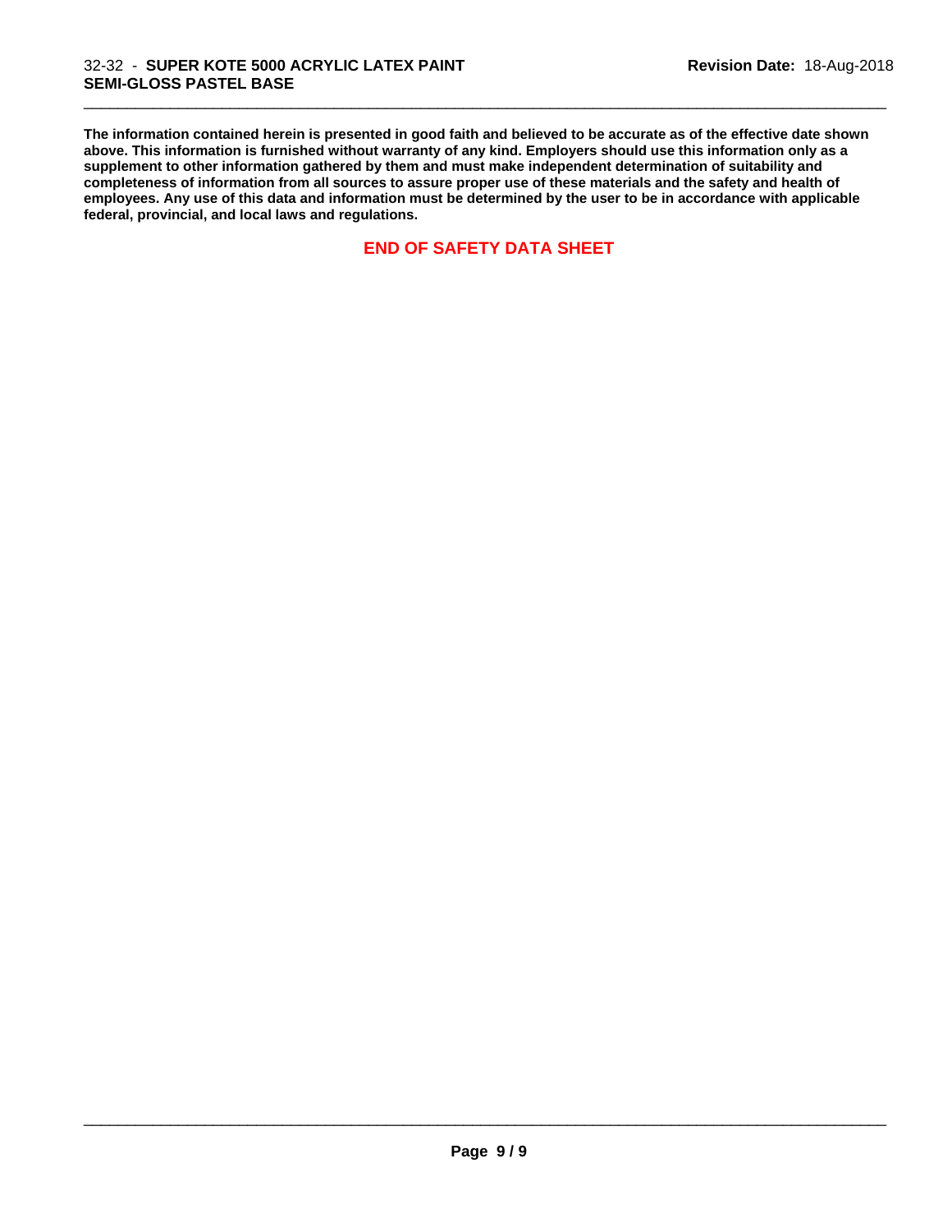**The information contained herein is presented in good faith and believed to be accurate as of the effective date shown above. This information is furnished without warranty of any kind. Employers should use this information only as a supplement to other information gathered by them and must make independent determination of suitability and completeness of information from all sources to assure proper use of these materials and the safety and health of employees. Any use of this data and information must be determined by the user to be in accordance with applicable federal, provincial, and local laws and regulations.**

**END OF SAFETY DATA SHEET**